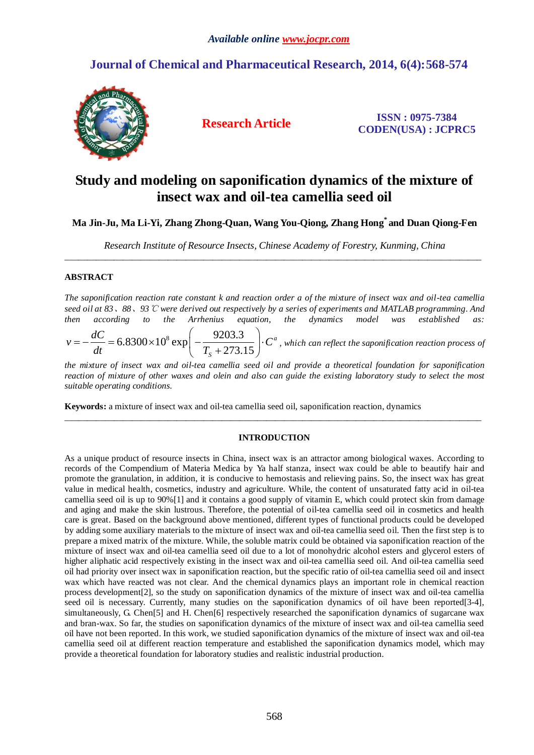# Study and modeling on saponification dynamics of the mixture of insect wax and oil-tea camellia seed oil

**Ma Jin-Ju, Ma Li-Yi, Zhang Zhong-Quan, Wang You-Qiong, Zhang Hong[*] and Duan Qiong-Fen**

*Research Institute of Resource Insects, Chinese Academy of Forestry, Kunming, China*

---

## ABSTRACT

*The saponification reaction rate constant k and reaction order a of the mixture of insect wax and oil-tea camellia seed oil at 83、88、93 ℃ were derived out respectively by a series of experiments and MATLAB programming. And then according to the Arrhenius equation, the dynamics model was established as:* $v = -\frac{dC}{dt} = 6.8300 \times 10^{8} \exp\left(-\frac{9203.3}{T_S + 273.15}\right) \cdot C^{a}$*, which can reflect the saponification reaction process of the mixture of insect wax and oil-tea camellia seed oil and provide a theoretical foundation for saponification reaction of mixture of other waxes and olein and also can guide the existing laboratory study to select the most suitable operating conditions.*

**Keywords:** a mixture of insect wax and oil-tea camellia seed oil, saponification reaction, dynamics

---

## INTRODUCTION

As a unique product of resource insects in China, insect wax is an attractor among biological waxes. According to records of the Compendium of Materia Medica by Ya half stanza, insect wax could be able to beautify hair and promote the granulation, in addition, it is conducive to hemostasis and relieving pains. So, the insect wax has great value in medical health, cosmetics, industry and agriculture. While, the content of unsaturated fatty acid in oil-tea camellia seed oil is up to 90%[1] and it contains a good supply of vitamin E, which could protect skin from damage and aging and make the skin lustrous. Therefore, the potential of oil-tea camellia seed oil in cosmetics and health care is great. Based on the background above mentioned, different types of functional products could be developed by adding some auxiliary materials to the mixture of insect wax and oil-tea camellia seed oil. Then the first step is to prepare a mixed matrix of the mixture. While, the soluble matrix could be obtained via saponification reaction of the mixture of insect wax and oil-tea camellia seed oil due to a lot of monohydric alcohol esters and glycerol esters of higher aliphatic acid respectively existing in the insect wax and oil-tea camellia seed oil. And oil-tea camellia seed oil had priority over insect wax in saponification reaction, but the specific ratio of oil-tea camellia seed oil and insect wax which have reacted was not clear. And the chemical dynamics plays an important role in chemical reaction process development[2], so the study on saponification dynamics of the mixture of insect wax and oil-tea camellia seed oil is necessary. Currently, many studies on the saponification dynamics of oil have been reported[3-4], simultaneously, G. Chen[5] and H. Chen[6] respectively researched the saponification dynamics of sugarcane wax and bran-wax. So far, the studies on saponification dynamics of the mixture of insect wax and oil-tea camellia seed oil have not been reported. In this work, we studied saponification dynamics of the mixture of insect wax and oil-tea camellia seed oil at different reaction temperature and established the saponification dynamics model, which may provide a theoretical foundation for laboratory studies and realistic industrial production.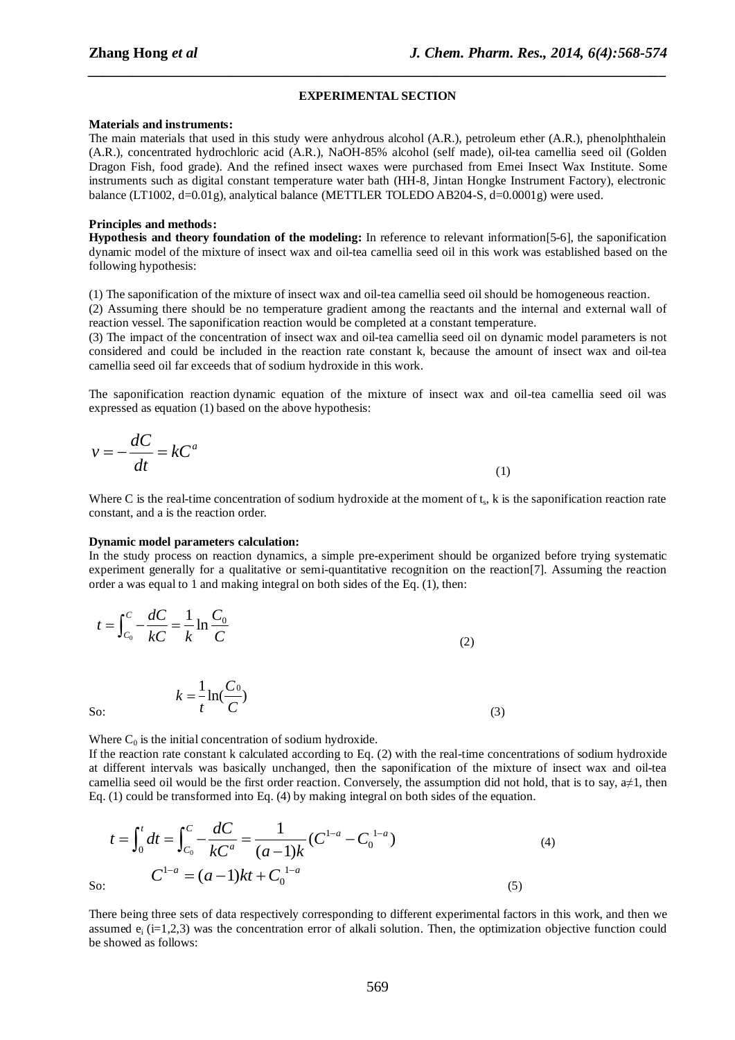## EXPERIMENTAL SECTION

**Materials and instruments:**
The main materials that used in this study were anhydrous alcohol (A.R.), petroleum ether (A.R.), phenolphthalein (A.R.), concentrated hydrochloric acid (A.R.), NaOH-85% alcohol (self made), oil-tea camellia seed oil (Golden Dragon Fish, food grade). And the refined insect waxes were purchased from Emei Insect Wax Institute. Some instruments such as digital constant temperature water bath (HH-8, Jintan Hongke Instrument Factory), electronic balance (LT1002, d=0.01g), analytical balance (METTLER TOLEDO AB204-S, d=0.0001g) were used.

**Principles and methods:**
**Hypothesis and theory foundation of the modeling:** In reference to relevant information[5-6], the saponification dynamic model of the mixture of insect wax and oil-tea camellia seed oil in this work was established based on the following hypothesis:

(1) The saponification of the mixture of insect wax and oil-tea camellia seed oil should be homogeneous reaction.
(2) Assuming there should be no temperature gradient among the reactants and the internal and external wall of reaction vessel. The saponification reaction would be completed at a constant temperature.
(3) The impact of the concentration of insect wax and oil-tea camellia seed oil on dynamic model parameters is not considered and could be included in the reaction rate constant k, because the amount of insect wax and oil-tea camellia seed oil far exceeds that of sodium hydroxide in this work.

The saponification reaction dynamic equation of the mixture of insect wax and oil-tea camellia seed oil was expressed as equation (1) based on the above hypothesis:

$$v = -\frac{dC}{dt} = kC^a \tag{1}$$

Where C is the real-time concentration of sodium hydroxide at the moment of $t_s$, k is the saponification reaction rate constant, and a is the reaction order.

**Dynamic model parameters calculation:**
In the study process on reaction dynamics, a simple pre-experiment should be organized before trying systematic experiment generally for a qualitative or semi-quantitative recognition on the reaction[7]. Assuming the reaction order a was equal to 1 and making integral on both sides of the Eq. (1), then:

$$t = \int_{C_0}^{C} -\frac{dC}{kC} = \frac{1}{k}\ln\frac{C_0}{C} \tag{2}$$

So: $$k = \frac{1}{t}\ln(\frac{C_0}{C}) \tag{3}$$

Where $C_0$ is the initial concentration of sodium hydroxide.
If the reaction rate constant k calculated according to Eq. (2) with the real-time concentrations of sodium hydroxide at different intervals was basically unchanged, then the saponification of the mixture of insect wax and oil-tea camellia seed oil would be the first order reaction. Conversely, the assumption did not hold, that is to say, $a \neq 1$, then Eq. (1) could be transformed into Eq. (4) by making integral on both sides of the equation.

$$t = \int_0^t dt = \int_{C_0}^{C} -\frac{dC}{kC^a} = \frac{1}{(a-1)k}(C^{1-a} - C_0^{\ 1-a}) \tag{4}$$

So: $$C^{1-a} = (a-1)kt + C_0^{\ 1-a} \tag{5}$$

There being three sets of data respectively corresponding to different experimental factors in this work, and then we assumed $e_i$ (i=1,2,3) was the concentration error of alkali solution. Then, the optimization objective function could be showed as follows: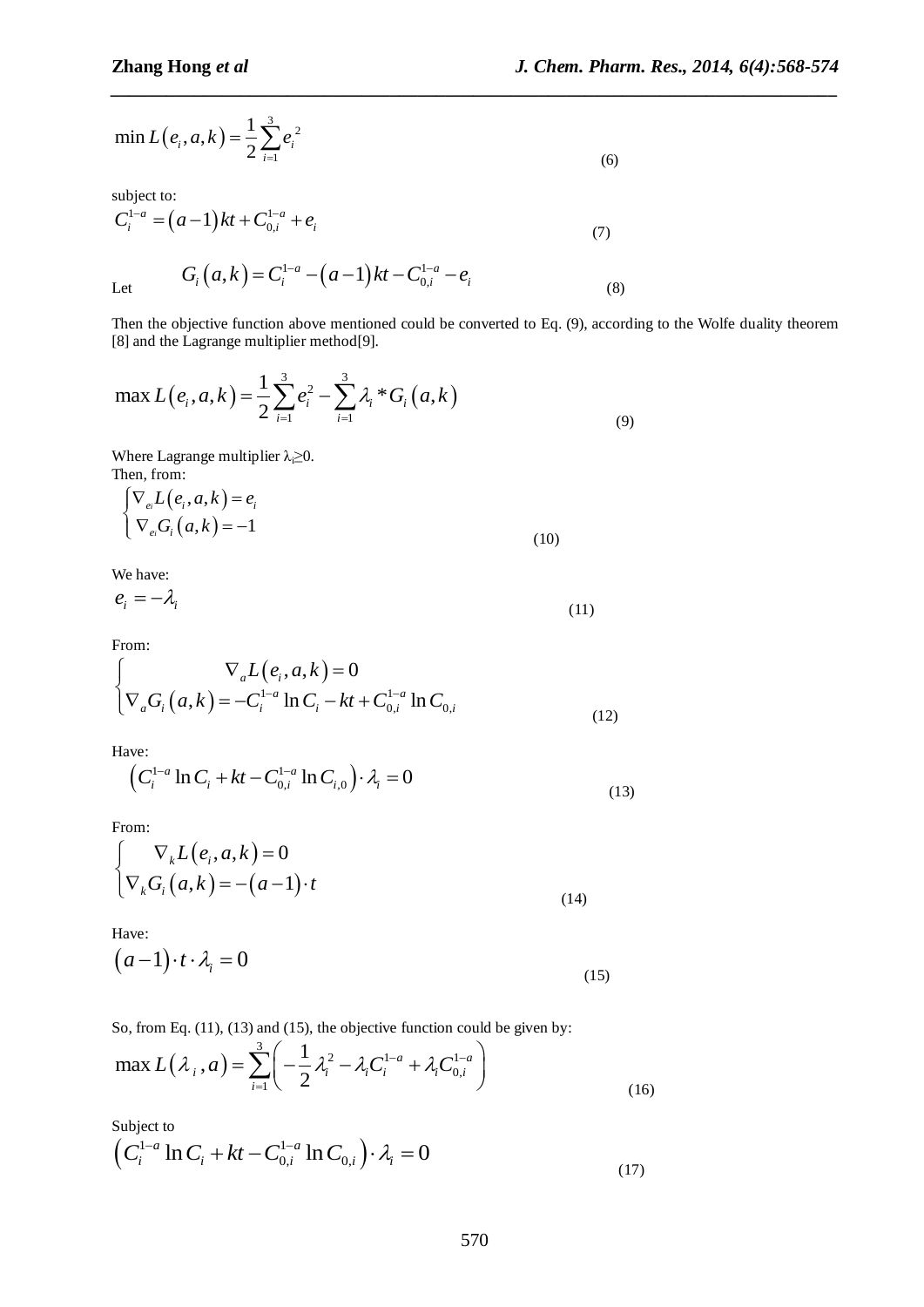$$\min L(e_i, a, k) = \frac{1}{2}\sum_{i=1}^{3} e_i^{\,2} \tag{6}$$

subject to:

$$C_i^{1-a} = (a-1)kt + C_{0,i}^{1-a} + e_i \tag{7}$$

Let

$$G_i(a,k) = C_i^{1-a} - (a-1)kt - C_{0,i}^{1-a} - e_i \tag{8}$$

Then the objective function above mentioned could be converted to Eq. (9), according to the Wolfe duality theorem [8] and the Lagrange multiplier method[9].

$$\max L(e_i, a, k) = \frac{1}{2}\sum_{i=1}^{3} e_i^2 - \sum_{i=1}^{3} \lambda_i * G_i(a,k) \tag{9}$$

Where Lagrange multiplier $\lambda_i \geq 0$.

Then, from:

$$\begin{cases} \nabla_{e_i} L(e_i, a, k) = e_i \\ \nabla_{e_i} G_i(a,k) = -1 \end{cases} \tag{10}$$

We have:

$$e_i = -\lambda_i \tag{11}$$

From:

$$\begin{cases} \nabla_a L(e_i, a, k) = 0 \\ \nabla_a G_i(a,k) = -C_i^{1-a} \ln C_i - kt + C_{0,i}^{1-a} \ln C_{0,i} \end{cases} \tag{12}$$

Have:

$$\left(C_i^{1-a} \ln C_i + kt - C_{0,i}^{1-a} \ln C_{i,0}\right) \cdot \lambda_i = 0 \tag{13}$$

From:

$$\begin{cases} \nabla_k L(e_i, a, k) = 0 \\ \nabla_k G_i(a,k) = -(a-1) \cdot t \end{cases} \tag{14}$$

Have:

$$(a-1) \cdot t \cdot \lambda_i = 0 \tag{15}$$

So, from Eq. (11), (13) and (15), the objective function could be given by:

$$\max L(\lambda_i, a) = \sum_{i=1}^{3}\left(-\frac{1}{2}\lambda_i^2 - \lambda_i C_i^{1-a} + \lambda_i C_{0,i}^{1-a}\right) \tag{16}$$

Subject to

$$\left(C_i^{1-a} \ln C_i + kt - C_{0,i}^{1-a} \ln C_{0,i}\right) \cdot \lambda_i = 0 \tag{17}$$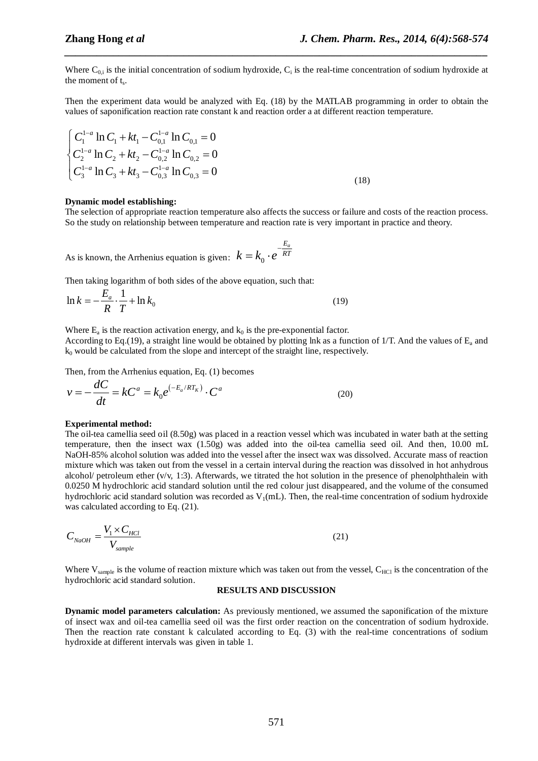Where $C_{0,i}$ is the initial concentration of sodium hydroxide, $C_i$ is the real-time concentration of sodium hydroxide at the moment of $t_s$.

Then the experiment data would be analyzed with Eq. (18) by the MATLAB programming in order to obtain the values of saponification reaction rate constant k and reaction order a at different reaction temperature.

$$\begin{cases} C_1^{1-a}\ln C_1 + kt_1 - C_{0,1}^{1-a}\ln C_{0,1} = 0 \\ C_2^{1-a}\ln C_2 + kt_2 - C_{0,2}^{1-a}\ln C_{0,2} = 0 \\ C_3^{1-a}\ln C_3 + kt_3 - C_{0,3}^{1-a}\ln C_{0,3} = 0 \end{cases} \tag{18}$$

**Dynamic model establishing:**

The selection of appropriate reaction temperature also affects the success or failure and costs of the reaction process. So the study on relationship between temperature and reaction rate is very important in practice and theory.

As is known, the Arrhenius equation is given: $k = k_0 \cdot e^{-\frac{E_a}{RT}}$

Then taking logarithm of both sides of the above equation, such that:

$$\ln k = -\frac{E_a}{R}\cdot\frac{1}{T} + \ln k_0 \tag{19}$$

Where $E_a$ is the reaction activation energy, and $k_0$ is the pre-exponential factor.
According to Eq.(19), a straight line would be obtained by plotting lnk as a function of 1/T. And the values of $E_a$ and $k_0$ would be calculated from the slope and intercept of the straight line, respectively.

Then, from the Arrhenius equation, Eq. (1) becomes

$$v = -\frac{dC}{dt} = kC^a = k_0 e^{\left(-E_a/RT_K\right)}\cdot C^a \tag{20}$$

**Experimental method:**

The oil-tea camellia seed oil (8.50g) was placed in a reaction vessel which was incubated in water bath at the setting temperature, then the insect wax (1.50g) was added into the oil-tea camellia seed oil. And then, 10.00 mL NaOH-85% alcohol solution was added into the vessel after the insect wax was dissolved. Accurate mass of reaction mixture which was taken out from the vessel in a certain interval during the reaction was dissolved in hot anhydrous alcohol/ petroleum ether (v/v, 1:3). Afterwards, we titrated the hot solution in the presence of phenolphthalein with 0.0250 M hydrochloric acid standard solution until the red colour just disappeared, and the volume of the consumed hydrochloric acid standard solution was recorded as $V_1$(mL). Then, the real-time concentration of sodium hydroxide was calculated according to Eq. (21).

$$C_{NaOH} = \frac{V_1 \times C_{HCl}}{V_{sample}} \tag{21}$$

Where $V_{sample}$ is the volume of reaction mixture which was taken out from the vessel, $C_{HCl}$ is the concentration of the hydrochloric acid standard solution.

## RESULTS AND DISCUSSION

**Dynamic model parameters calculation:** As previously mentioned, we assumed the saponification of the mixture of insect wax and oil-tea camellia seed oil was the first order reaction on the concentration of sodium hydroxide. Then the reaction rate constant k calculated according to Eq. (3) with the real-time concentrations of sodium hydroxide at different intervals was given in table 1.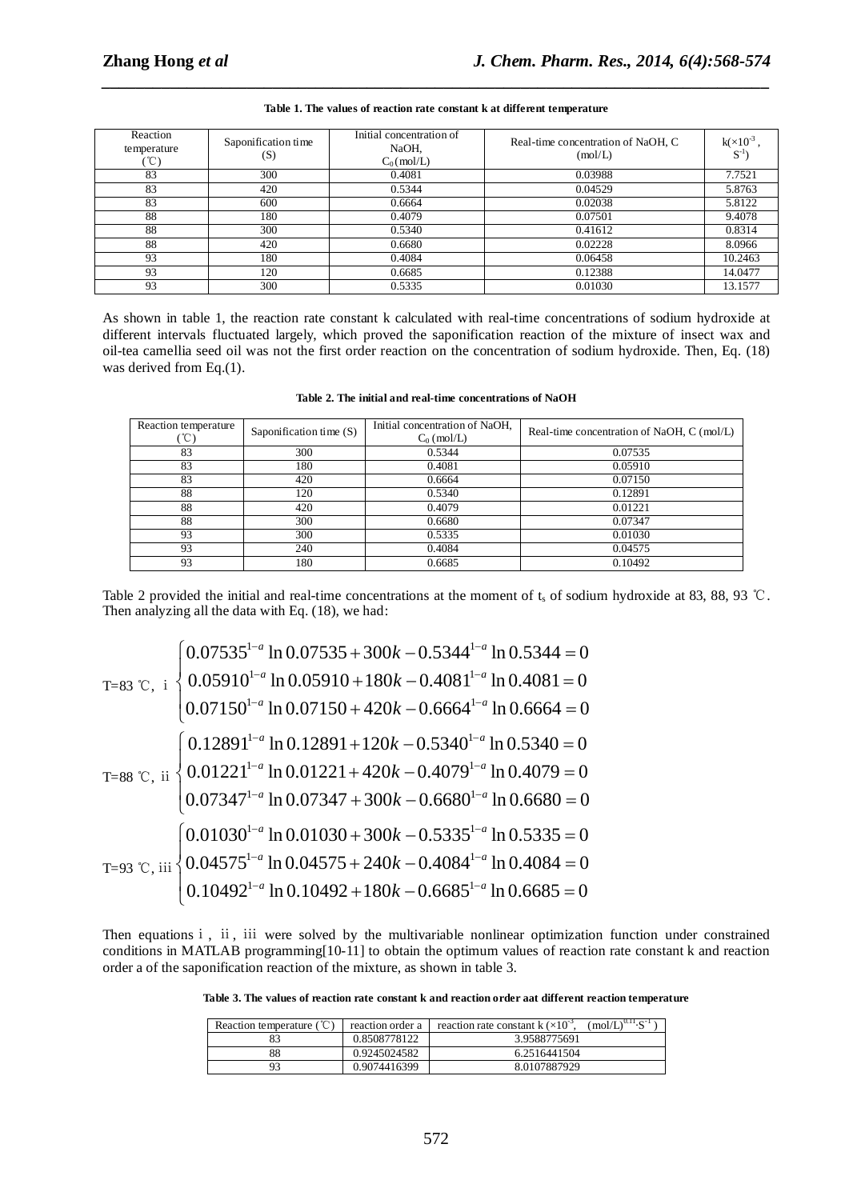**Table 1. The values of reaction rate constant k at different temperature**

| Reaction temperature (℃) | Saponification time (S) | Initial concentration of NaOH, $C_0$(mol/L) | Real-time concentration of NaOH, C (mol/L) | k($\times10^{-3}$, $S^{-1}$) |
|---|---|---|---|---|
| 83 | 300 | 0.4081 | 0.03988 | 7.7521 |
| 83 | 420 | 0.5344 | 0.04529 | 5.8763 |
| 83 | 600 | 0.6664 | 0.02038 | 5.8122 |
| 88 | 180 | 0.4079 | 0.07501 | 9.4078 |
| 88 | 300 | 0.5340 | 0.41612 | 0.8314 |
| 88 | 420 | 0.6680 | 0.02228 | 8.0966 |
| 93 | 180 | 0.4084 | 0.06458 | 10.2463 |
| 93 | 120 | 0.6685 | 0.12388 | 14.0477 |
| 93 | 300 | 0.5335 | 0.01030 | 13.1577 |

As shown in table 1, the reaction rate constant k calculated with real-time concentrations of sodium hydroxide at different intervals fluctuated largely, which proved the saponification reaction of the mixture of insect wax and oil-tea camellia seed oil was not the first order reaction on the concentration of sodium hydroxide. Then, Eq. (18) was derived from Eq.(1).

**Table 2. The initial and real-time concentrations of NaOH**

| Reaction temperature (℃) | Saponification time (S) | Initial concentration of NaOH, $C_0$ (mol/L) | Real-time concentration of NaOH, C (mol/L) |
|---|---|---|---|
| 83 | 300 | 0.5344 | 0.07535 |
| 83 | 180 | 0.4081 | 0.05910 |
| 83 | 420 | 0.6664 | 0.07150 |
| 88 | 120 | 0.5340 | 0.12891 |
| 88 | 420 | 0.4079 | 0.01221 |
| 88 | 300 | 0.6680 | 0.07347 |
| 93 | 300 | 0.5335 | 0.01030 |
| 93 | 240 | 0.4084 | 0.04575 |
| 93 | 180 | 0.6685 | 0.10492 |

Table 2 provided the initial and real-time concentrations at the moment of $t_s$ of sodium hydroxide at 83, 88, 93 ℃. Then analyzing all the data with Eq. (18), we had:

$$\text{T=83 ℃, i}\quad \begin{cases} 0.07535^{1-a}\ln 0.07535 + 300k - 0.5344^{1-a}\ln 0.5344 = 0 \\ 0.05910^{1-a}\ln 0.05910 + 180k - 0.4081^{1-a}\ln 0.4081 = 0 \\ 0.07150^{1-a}\ln 0.07150 + 420k - 0.6664^{1-a}\ln 0.6664 = 0 \end{cases}$$

$$\text{T=88 ℃, ii}\quad \begin{cases} 0.12891^{1-a}\ln 0.12891 + 120k - 0.5340^{1-a}\ln 0.5340 = 0 \\ 0.01221^{1-a}\ln 0.01221 + 420k - 0.4079^{1-a}\ln 0.4079 = 0 \\ 0.07347^{1-a}\ln 0.07347 + 300k - 0.6680^{1-a}\ln 0.6680 = 0 \end{cases}$$

$$\text{T=93 ℃, iii}\quad \begin{cases} 0.01030^{1-a}\ln 0.01030 + 300k - 0.5335^{1-a}\ln 0.5335 = 0 \\ 0.04575^{1-a}\ln 0.04575 + 240k - 0.4084^{1-a}\ln 0.4084 = 0 \\ 0.10492^{1-a}\ln 0.10492 + 180k - 0.6685^{1-a}\ln 0.6685 = 0 \end{cases}$$

Then equations i, ii, iii were solved by the multivariable nonlinear optimization function under constrained conditions in MATLAB programming[10-11] to obtain the optimum values of reaction rate constant k and reaction order a of the saponification reaction of the mixture, as shown in table 3.

**Table 3. The values of reaction rate constant k and reaction order aat different reaction temperature**

| Reaction temperature (℃) | reaction order a | reaction rate constant k ($\times10^{-3}$, $(mol/L)^{0.11}\cdot S^{-1}$) |
|---|---|---|
| 83 | 0.8508778122 | 3.9588775691 |
| 88 | 0.9245024582 | 6.2516441504 |
| 93 | 0.9074416399 | 8.0107887929 |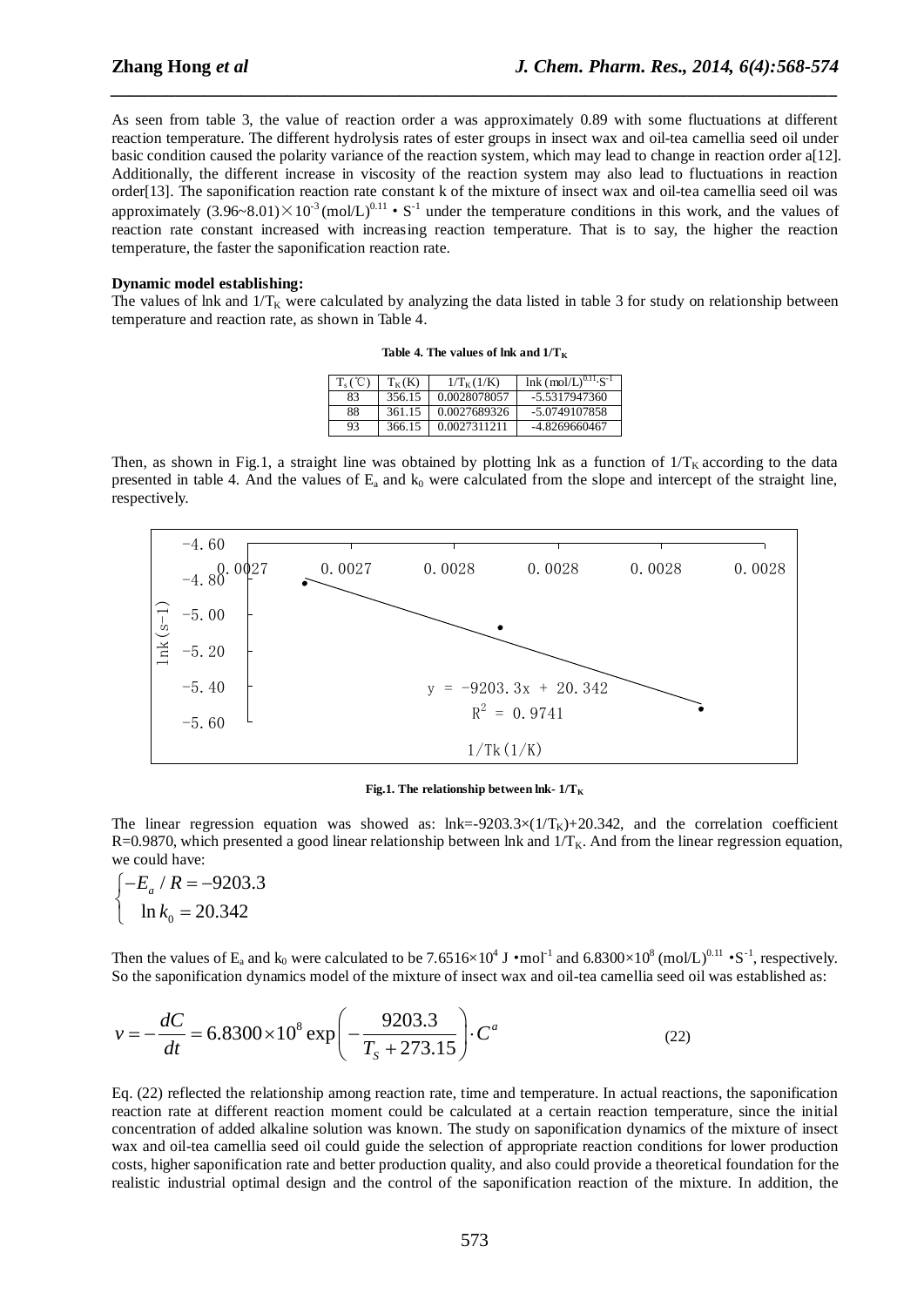As seen from table 3, the value of reaction order a was approximately 0.89 with some fluctuations at different reaction temperature. The different hydrolysis rates of ester groups in insect wax and oil-tea camellia seed oil under basic condition caused the polarity variance of the reaction system, which may lead to change in reaction order a[12]. Additionally, the different increase in viscosity of the reaction system may also lead to fluctuations in reaction order[13]. The saponification reaction rate constant k of the mixture of insect wax and oil-tea camellia seed oil was approximately $(3.96\sim8.01)\times10^{-3}(mol/L)^{0.11}\cdot S^{-1}$ under the temperature conditions in this work, and the values of reaction rate constant increased with increasing reaction temperature. That is to say, the higher the reaction temperature, the faster the saponification reaction rate.

**Dynamic model establishing:**

The values of lnk and $1/T_K$ were calculated by analyzing the data listed in table 3 for study on relationship between temperature and reaction rate, as shown in Table 4.

**Table 4. The values of lnk and $1/T_K$**

| $T_s$ (℃) | $T_K$ (K) | $1/T_K$ (1/K) | lnk $(mol/L)^{0.11}\cdot S^{-1}$ |
|---|---|---|---|
| 83 | 356.15 | 0.0028078057 | -5.5317947360 |
| 88 | 361.15 | 0.0027689326 | -5.0749107858 |
| 93 | 366.15 | 0.0027311211 | -4.8269660467 |

Then, as shown in Fig.1, a straight line was obtained by plotting lnk as a function of $1/T_K$ according to the data presented in table 4. And the values of $E_a$ and $k_0$ were calculated from the slope and intercept of the straight line, respectively.

**Fig.1. The relationship between lnk- $1/T_K$**

The linear regression equation was showed as: $\ln k=-9203.3\times(1/T_K)+20.342$, and the correlation coefficient R=0.9870, which presented a good linear relationship between lnk and $1/T_K$. And from the linear regression equation, we could have:

$$\begin{cases} -E_a / R = -9203.3 \\ \ln k_0 = 20.342 \end{cases}$$

Then the values of $E_a$ and $k_0$ were calculated to be $7.6516\times10^4$ J $\cdot$mol$^{-1}$ and $6.8300\times10^8$ $(mol/L)^{0.11}\cdot S^{-1}$, respectively. So the saponification dynamics model of the mixture of insect wax and oil-tea camellia seed oil was established as:

$$v = -\frac{dC}{dt} = 6.8300\times10^8 \exp\left(-\frac{9203.3}{T_S + 273.15}\right)\cdot C^a \tag{22}$$

Eq. (22) reflected the relationship among reaction rate, time and temperature. In actual reactions, the saponification reaction rate at different reaction moment could be calculated at a certain reaction temperature, since the initial concentration of added alkaline solution was known. The study on saponification dynamics of the mixture of insect wax and oil-tea camellia seed oil could guide the selection of appropriate reaction conditions for lower production costs, higher saponification rate and better production quality, and also could provide a theoretical foundation for the realistic industrial optimal design and the control of the saponification reaction of the mixture. In addition, the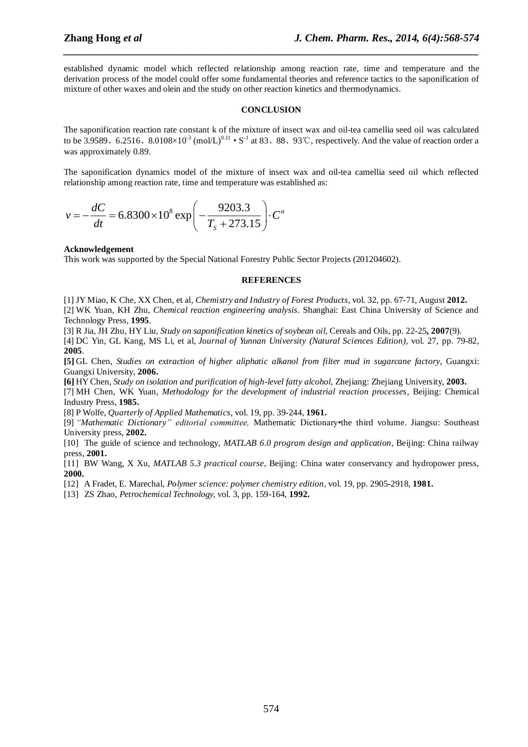established dynamic model which reflected relationship among reaction rate, time and temperature and the derivation process of the model could offer some fundamental theories and reference tactics to the saponification of mixture of other waxes and olein and the study on other reaction kinetics and thermodynamics.

## CONCLUSION

The saponification reaction rate constant k of the mixture of insect wax and oil-tea camellia seed oil was calculated to be 3.9589、6.2516、8.0108×$10^{-3}$ $(mol/L)^{0.11}$ • $S^{-1}$ at 83、88、93℃, respectively. And the value of reaction order a was approximately 0.89.

The saponification dynamics model of the mixture of insect wax and oil-tea camellia seed oil which reflected relationship among reaction rate, time and temperature was established as:

$$v = -\frac{dC}{dt} = 6.8300 \times 10^{8} \exp\left(-\frac{9203.3}{T_S + 273.15}\right) \cdot C^{a}$$

**Acknowledgement**

This work was supported by the Special National Forestry Public Sector Projects (201204602).

## REFERENCES

[1] JY Miao, K Che, XX Chen, et al, *Chemistry and Industry of Forest Products*, vol. 32, pp. 67-71, August **2012.**

[2] WK Yuan, KH Zhu, *Chemical reaction engineering analysis*. Shanghai: East China University of Science and Technology Press, **1995**.

[3] R Jia, JH Zhu, HY Liu, *Study on saponification kinetics of soybean oil*, Cereals and Oils, pp. 22-25**, 2007**(9).

[4] DC Yin, GL Kang, MS Li, et al, *Journal of Yunnan University (Natural Sciences Edition)*, vol. 27, pp. 79-82, **2005**.

**[5]** GL Chen, *Studies on extraction of higher aliphatic alkanol from filter mud in sugarcane factory*, Guangxi: Guangxi University, **2006.**

**[6]** HY Chen, *Study on isolation and purification of high-level fatty alcohol*, Zhejiang: Zhejiang University, **2003.**

[7] MH Chen, WK Yuan, *Methodology for the development of industrial reaction processes*, Beijing: Chemical Industry Press, **1985.**

[8] P Wolfe, *Quarterly of Applied Mathematics*, vol. 19, pp. 39-244, **1961.**

[9] *"Mathematic Dictionary" editorial committee,* Mathematic Dictionary•the third volume. Jiangsu: Southeast University press, **2002.**

[10] The guide of science and technology, *MATLAB 6.0 program design and application*, Beijing: China railway press, **2001.**

[11] BW Wang, X Xu, *MATLAB 5.3 practical course*, Beijing: China water conservancy and hydropower press, **2000.**

[12] A Fradet, E. Marechal, *Polymer science: polymer chemistry edition*, vol. 19, pp. 2905-2918, **1981.**

[13] ZS Zhao, *Petrochemical Technology*, vol. 3, pp. 159-164, **1992.**